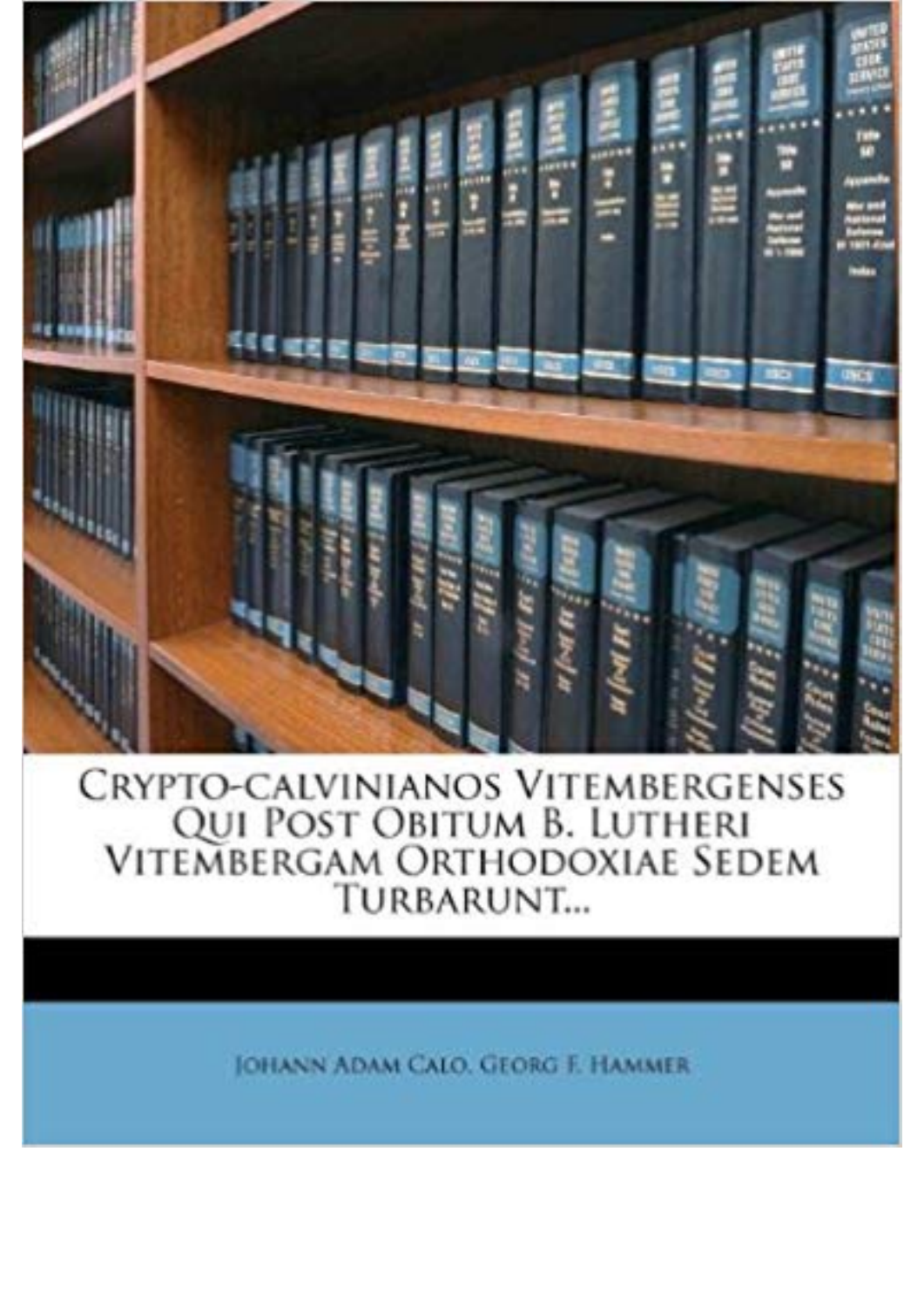# Crypto-calvinianos Vitembergenses Qui Post Obitum B. Lutheri Vitembergam Orthodoxiae Sedem Turbarunt...

Johann Adam Calo, Georg F. Hammer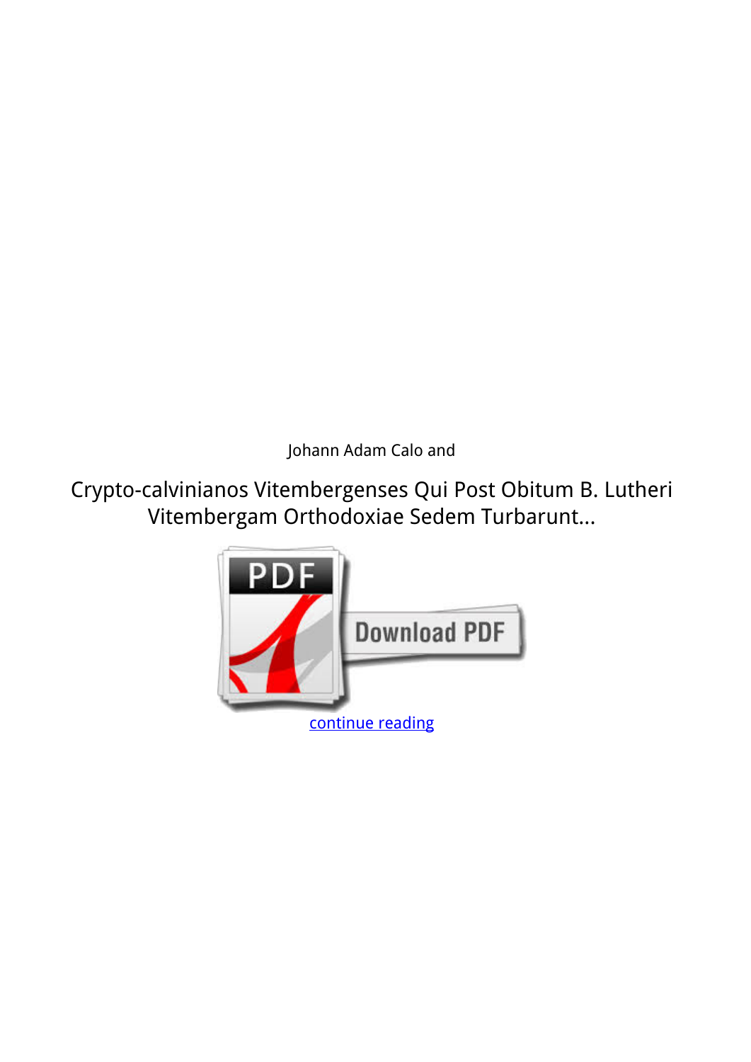Johann Adam Calo and

Crypto-calvinianos Vitembergenses Qui Post Obitum B. Lutheri Vitembergam Orthodoxiae Sedem Turbarunt...

continue reading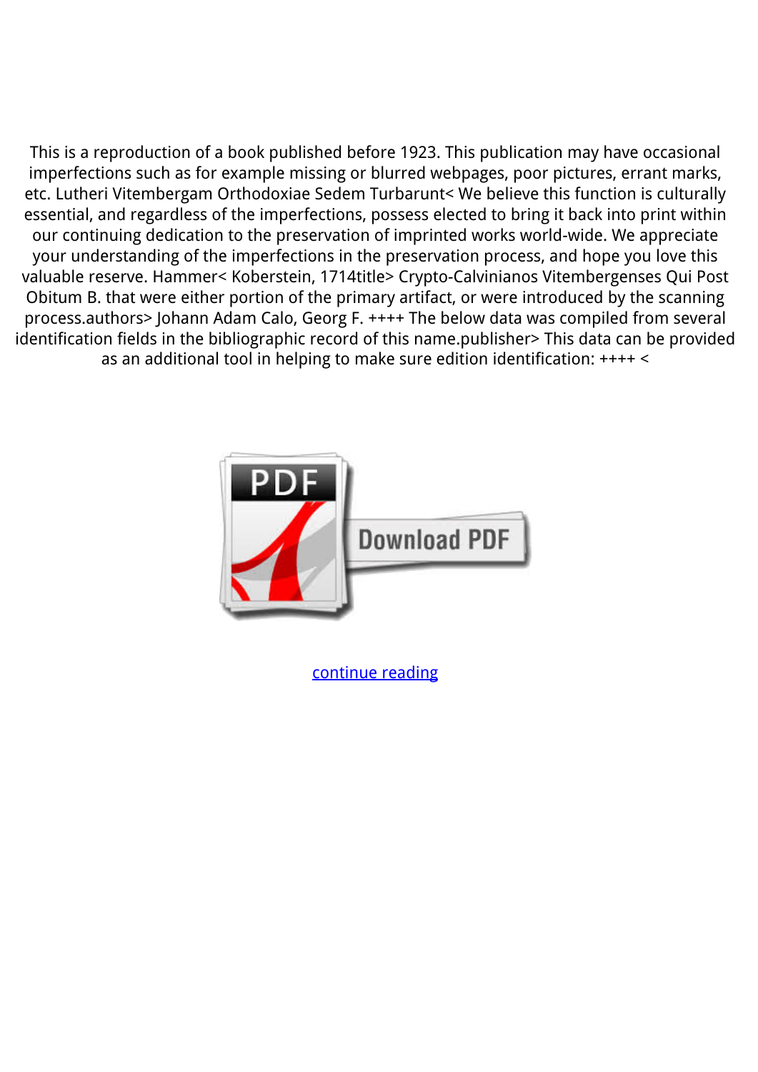This is a reproduction of a book published before 1923. This publication may have occasional imperfections such as for example missing or blurred webpages, poor pictures, errant marks, etc. Lutheri Vitembergam Orthodoxiae Sedem Turbarunt< We believe this function is culturally essential, and regardless of the imperfections, possess elected to bring it back into print within our continuing dedication to the preservation of imprinted works world-wide. We appreciate your understanding of the imperfections in the preservation process, and hope you love this valuable reserve. Hammer< Koberstein, 1714title> Crypto-Calvinianos Vitembergenses Qui Post Obitum B. that were either portion of the primary artifact, or were introduced by the scanning process.authors> Johann Adam Calo, Georg F. ++++ The below data was compiled from several identification fields in the bibliographic record of this name.publisher> This data can be provided as an additional tool in helping to make sure edition identification: ++++ <

continue reading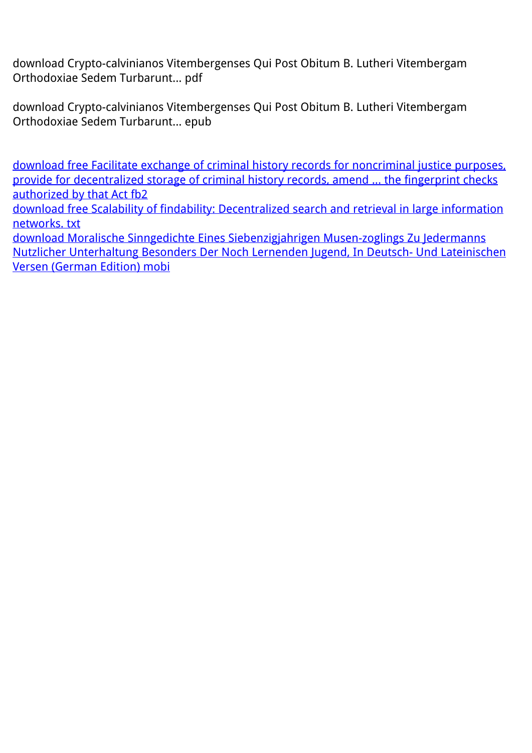download Crypto-calvinianos Vitembergenses Qui Post Obitum B. Lutheri Vitembergam Orthodoxiae Sedem Turbarunt... pdf

download Crypto-calvinianos Vitembergenses Qui Post Obitum B. Lutheri Vitembergam Orthodoxiae Sedem Turbarunt... epub

download free Facilitate exchange of criminal history records for noncriminal justice purposes, provide for decentralized storage of criminal history records, amend ... the fingerprint checks authorized by that Act fb2
download free Scalability of findability: Decentralized search and retrieval in large information networks. txt
download Moralische Sinngedichte Eines Siebenzigjahrigen Musen-zoglings Zu Jedermanns Nutzlicher Unterhaltung Besonders Der Noch Lernenden Jugend, In Deutsch- Und Lateinischen Versen (German Edition) mobi